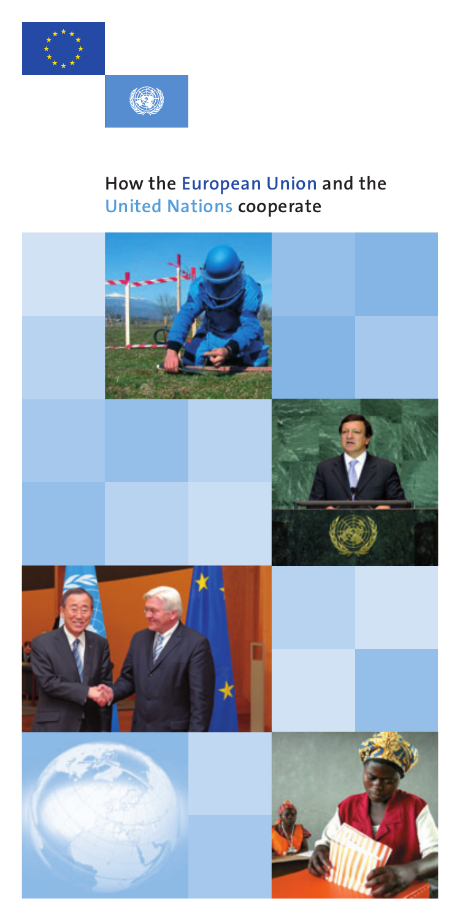# How the European Union and the United Nations cooperate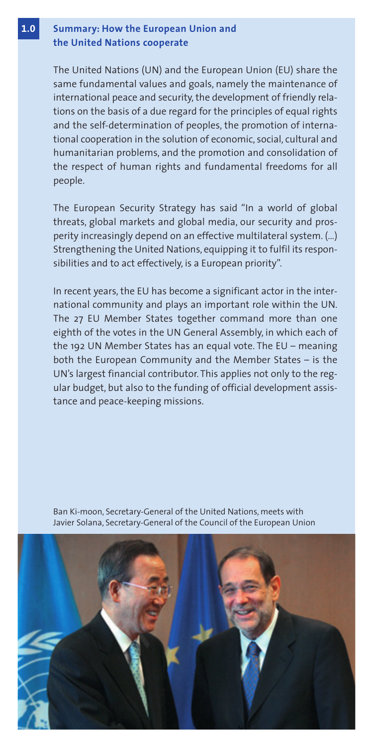## 1.0 Summary: How the European Union and the United Nations cooperate

The United Nations (UN) and the European Union (EU) share the same fundamental values and goals, namely the maintenance of international peace and security, the development of friendly relations on the basis of a due regard for the principles of equal rights and the self-determination of peoples, the promotion of international cooperation in the solution of economic, social, cultural and humanitarian problems, and the promotion and consolidation of the respect of human rights and fundamental freedoms for all people.

The European Security Strategy has said "In a world of global threats, global markets and global media, our security and prosperity increasingly depend on an effective multilateral system. (...) Strengthening the United Nations, equipping it to fulfil its responsibilities and to act effectively, is a European priority".

In recent years, the EU has become a significant actor in the international community and plays an important role within the UN. The 27 EU Member States together command more than one eighth of the votes in the UN General Assembly, in which each of the 192 UN Member States has an equal vote. The EU – meaning both the European Community and the Member States – is the UN's largest financial contributor. This applies not only to the regular budget, but also to the funding of official development assistance and peace-keeping missions.

Ban Ki-moon, Secretary-General of the United Nations, meets with Javier Solana, Secretary-General of the Council of the European Union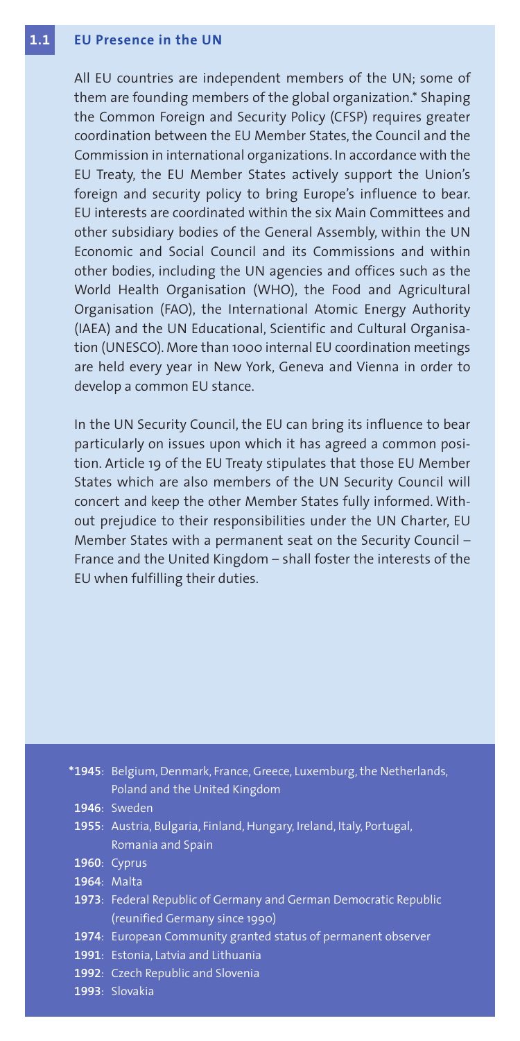## 1.1 EU Presence in the UN

All EU countries are independent members of the UN; some of them are founding members of the global organization.* Shaping the Common Foreign and Security Policy (CFSP) requires greater coordination between the EU Member States, the Council and the Commission in international organizations. In accordance with the EU Treaty, the EU Member States actively support the Union's foreign and security policy to bring Europe's influence to bear. EU interests are coordinated within the six Main Committees and other subsidiary bodies of the General Assembly, within the UN Economic and Social Council and its Commissions and within other bodies, including the UN agencies and offices such as the World Health Organisation (WHO), the Food and Agricultural Organisation (FAO), the International Atomic Energy Authority (IAEA) and the UN Educational, Scientific and Cultural Organisation (UNESCO). More than 1000 internal EU coordination meetings are held every year in New York, Geneva and Vienna in order to develop a common EU stance.

In the UN Security Council, the EU can bring its influence to bear particularly on issues upon which it has agreed a common position. Article 19 of the EU Treaty stipulates that those EU Member States which are also members of the UN Security Council will concert and keep the other Member States fully informed. Without prejudice to their responsibilities under the UN Charter, EU Member States with a permanent seat on the Security Council – France and the United Kingdom – shall foster the interests of the EU when fulfilling their duties.

**\*1945**: Belgium, Denmark, France, Greece, Luxemburg, the Netherlands, Poland and the United Kingdom
**1946**: Sweden
**1955**: Austria, Bulgaria, Finland, Hungary, Ireland, Italy, Portugal, Romania and Spain
**1960**: Cyprus
**1964**: Malta
**1973**: Federal Republic of Germany and German Democratic Republic (reunified Germany since 1990)
**1974**: European Community granted status of permanent observer
**1991**: Estonia, Latvia and Lithuania
**1992**: Czech Republic and Slovenia
**1993**: Slovakia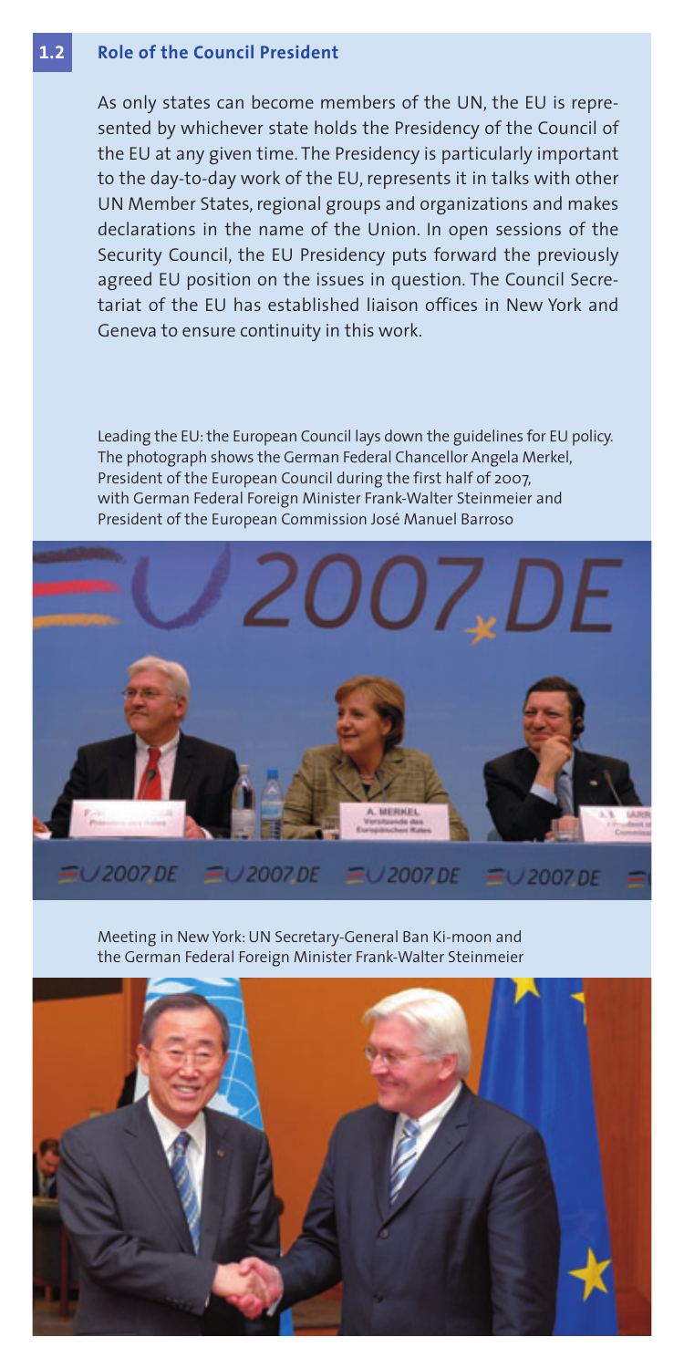## 1.2 Role of the Council President

As only states can become members of the UN, the EU is represented by whichever state holds the Presidency of the Council of the EU at any given time. The Presidency is particularly important to the day-to-day work of the EU, represents it in talks with other UN Member States, regional groups and organizations and makes declarations in the name of the Union. In open sessions of the Security Council, the EU Presidency puts forward the previously agreed EU position on the issues in question. The Council Secretariat of the EU has established liaison offices in New York and Geneva to ensure continuity in this work.

Leading the EU: the European Council lays down the guidelines for EU policy. The photograph shows the German Federal Chancellor Angela Merkel, President of the European Council during the first half of 2007, with German Federal Foreign Minister Frank-Walter Steinmeier and President of the European Commission José Manuel Barroso

Meeting in New York: UN Secretary-General Ban Ki-moon and the German Federal Foreign Minister Frank-Walter Steinmeier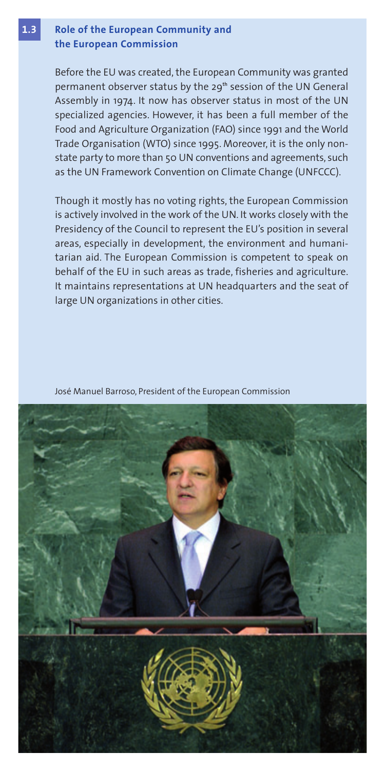## 1.3 Role of the European Community and the European Commission

Before the EU was created, the European Community was granted permanent observer status by the 29th session of the UN General Assembly in 1974. It now has observer status in most of the UN specialized agencies. However, it has been a full member of the Food and Agriculture Organization (FAO) since 1991 and the World Trade Organisation (WTO) since 1995. Moreover, it is the only non-state party to more than 50 UN conventions and agreements, such as the UN Framework Convention on Climate Change (UNFCCC).

Though it mostly has no voting rights, the European Commission is actively involved in the work of the UN. It works closely with the Presidency of the Council to represent the EU's position in several areas, especially in development, the environment and humanitarian aid. The European Commission is competent to speak on behalf of the EU in such areas as trade, fisheries and agriculture. It maintains representations at UN headquarters and the seat of large UN organizations in other cities.

José Manuel Barroso, President of the European Commission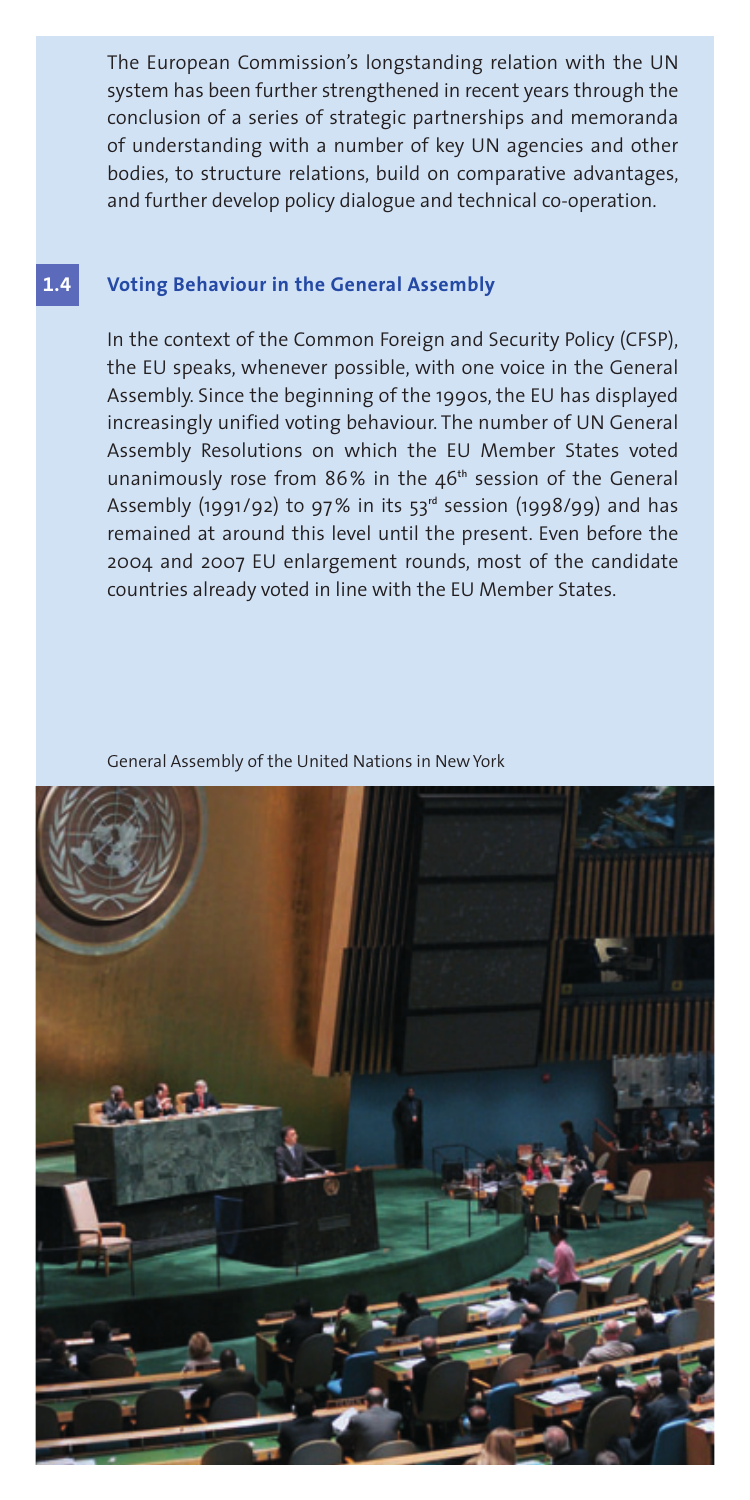The European Commission's longstanding relation with the UN system has been further strengthened in recent years through the conclusion of a series of strategic partnerships and memoranda of understanding with a number of key UN agencies and other bodies, to structure relations, build on comparative advantages, and further develop policy dialogue and technical co-operation.

## 1.4 Voting Behaviour in the General Assembly

In the context of the Common Foreign and Security Policy (CFSP), the EU speaks, whenever possible, with one voice in the General Assembly. Since the beginning of the 1990s, the EU has displayed increasingly unified voting behaviour. The number of UN General Assembly Resolutions on which the EU Member States voted unanimously rose from 86% in the 46th session of the General Assembly (1991/92) to 97% in its 53rd session (1998/99) and has remained at around this level until the present. Even before the 2004 and 2007 EU enlargement rounds, most of the candidate countries already voted in line with the EU Member States.

General Assembly of the United Nations in New York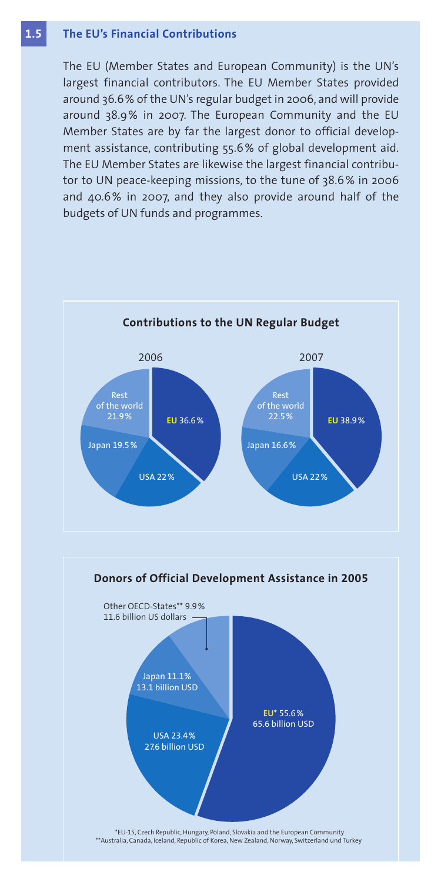## 1.5 The EU's Financial Contributions

The EU (Member States and European Community) is the UN's largest financial contributors. The EU Member States provided around 36.6% of the UN's regular budget in 2006, and will provide around 38.9% in 2007. The European Community and the EU Member States are by far the largest donor to official development assistance, contributing 55.6% of global development aid. The EU Member States are likewise the largest financial contributor to UN peace-keeping missions, to the tune of 38.6% in 2006 and 40.6% in 2007, and they also provide around half of the budgets of UN funds and programmes.

### Contributions to the UN Regular Budget

| | 2006 | 2007 |
|---|---|---|
| EU | 36.6% | 38.9% |
| USA | 22% | 22% |
| Japan | 19.5% | 16.6% |
| Rest of the world | 21.9% | 22.5% |

### Donors of Official Development Assistance in 2005

| Donor | Share | Amount |
|---|---|---|
| EU* | 55.6% | 65.6 billion USD |
| USA | 23.4% | 27.6 billion USD |
| Japan | 11.1% | 13.1 billion USD |
| Other OECD-States** | 9.9% | 11.6 billion US dollars |

*EU-15, Czech Republic, Hungary, Poland, Slovakia and the European Community
**Australia, Canada, Iceland, Republic of Korea, New Zealand, Norway, Switzerland und Turkey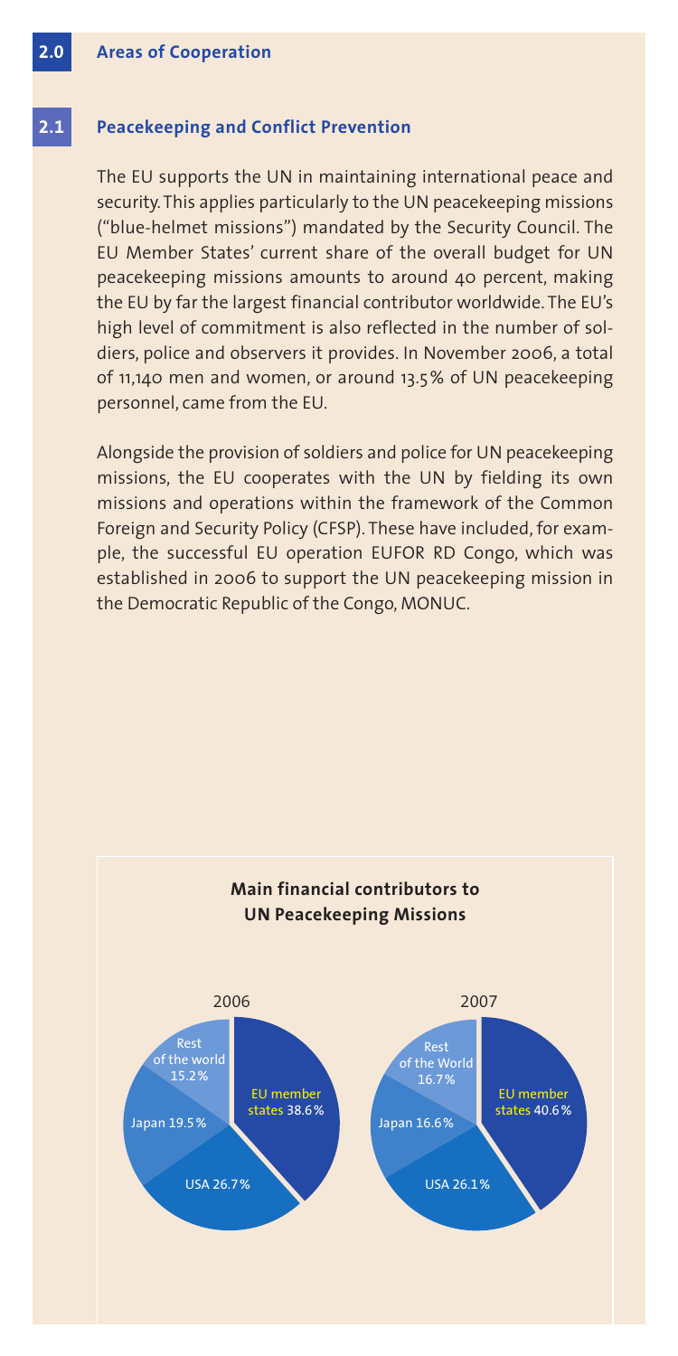## 2.0 Areas of Cooperation

### 2.1 Peacekeeping and Conflict Prevention

The EU supports the UN in maintaining international peace and security. This applies particularly to the UN peacekeeping missions ("blue-helmet missions") mandated by the Security Council. The EU Member States' current share of the overall budget for UN peacekeeping missions amounts to around 40 percent, making the EU by far the largest financial contributor worldwide. The EU's high level of commitment is also reflected in the number of soldiers, police and observers it provides. In November 2006, a total of 11,140 men and women, or around 13.5% of UN peacekeeping personnel, came from the EU.

Alongside the provision of soldiers and police for UN peacekeeping missions, the EU cooperates with the UN by fielding its own missions and operations within the framework of the Common Foreign and Security Policy (CFSP). These have included, for example, the successful EU operation EUFOR RD Congo, which was established in 2006 to support the UN peacekeeping mission in the Democratic Republic of the Congo, MONUC.

**Main financial contributors to UN Peacekeeping Missions**

| | 2006 | 2007 |
|---|---|---|
| EU member states | 38.6% | 40.6% |
| USA | 26.7% | 26.1% |
| Japan | 19.5% | 16.6% |
| Rest of the world | 15.2% | 16.7% |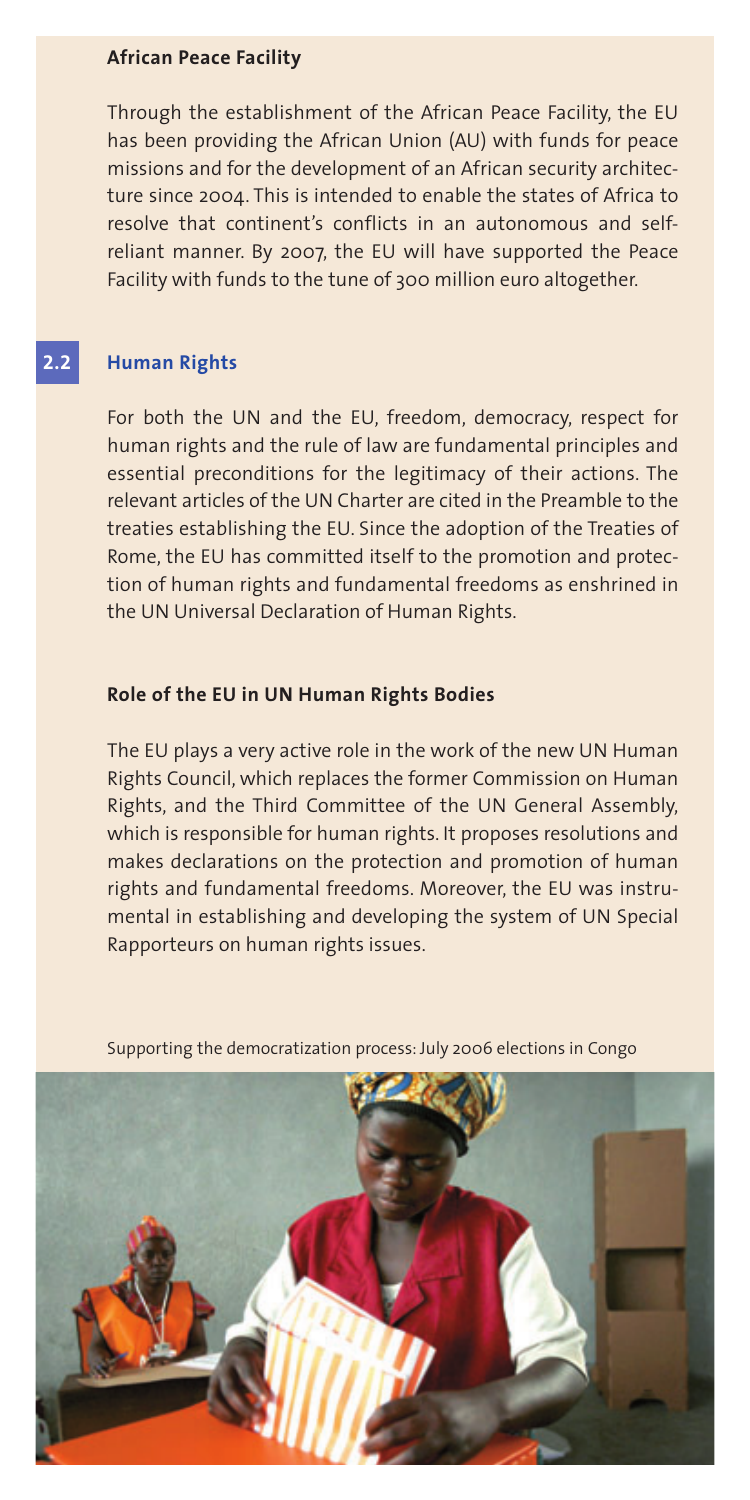**African Peace Facility**

Through the establishment of the African Peace Facility, the EU has been providing the African Union (AU) with funds for peace missions and for the development of an African security architecture since 2004. This is intended to enable the states of Africa to resolve that continent's conflicts in an autonomous and self-reliant manner. By 2007, the EU will have supported the Peace Facility with funds to the tune of 300 million euro altogether.

## 2.2 Human Rights

For both the UN and the EU, freedom, democracy, respect for human rights and the rule of law are fundamental principles and essential preconditions for the legitimacy of their actions. The relevant articles of the UN Charter are cited in the Preamble to the treaties establishing the EU. Since the adoption of the Treaties of Rome, the EU has committed itself to the promotion and protection of human rights and fundamental freedoms as enshrined in the UN Universal Declaration of Human Rights.

### Role of the EU in UN Human Rights Bodies

The EU plays a very active role in the work of the new UN Human Rights Council, which replaces the former Commission on Human Rights, and the Third Committee of the UN General Assembly, which is responsible for human rights. It proposes resolutions and makes declarations on the protection and promotion of human rights and fundamental freedoms. Moreover, the EU was instrumental in establishing and developing the system of UN Special Rapporteurs on human rights issues.

Supporting the democratization process: July 2006 elections in Congo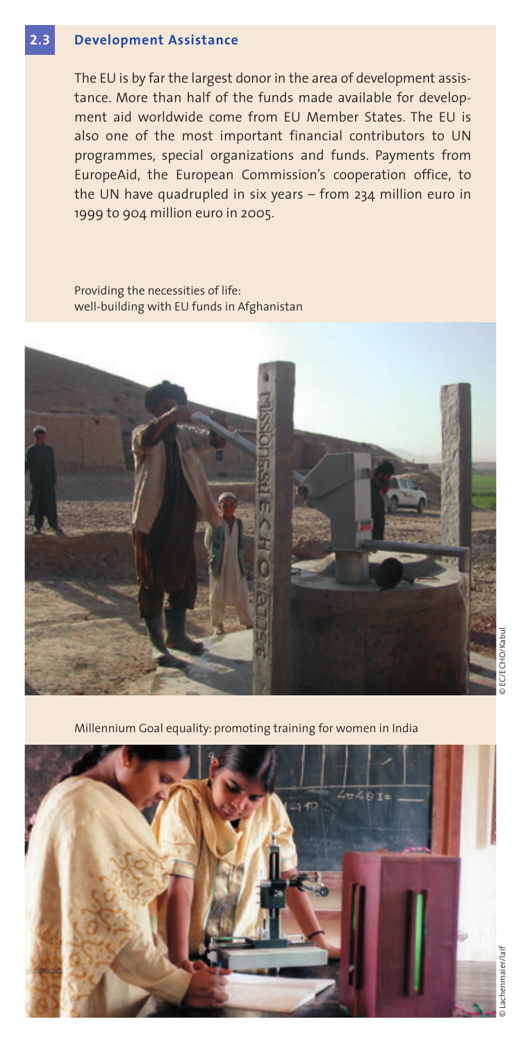## 2.3 Development Assistance

The EU is by far the largest donor in the area of development assistance. More than half of the funds made available for development aid worldwide come from EU Member States. The EU is also one of the most important financial contributors to UN programmes, special organizations and funds. Payments from EuropeAid, the European Commission's cooperation office, to the UN have quadrupled in six years – from 234 million euro in 1999 to 904 million euro in 2005.

Providing the necessities of life: well-building with EU funds in Afghanistan

© EC/ECHO/Kabul

Millennium Goal equality: promoting training for women in India

© Lachenmaier/laif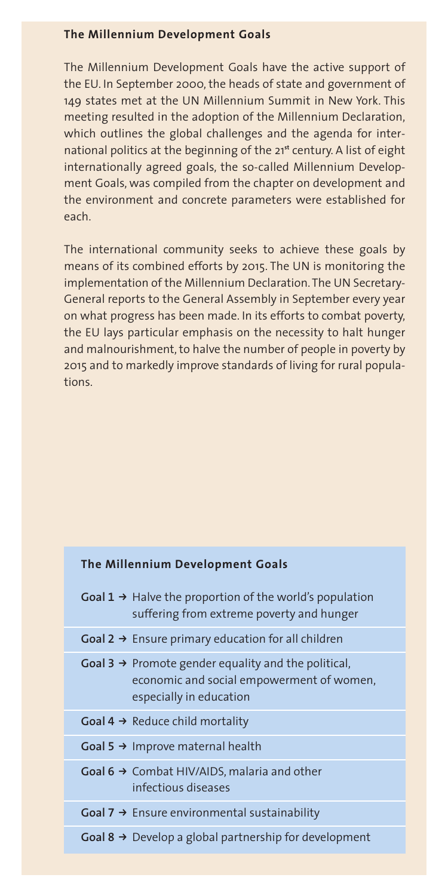## The Millennium Development Goals

The Millennium Development Goals have the active support of the EU. In September 2000, the heads of state and government of 149 states met at the UN Millennium Summit in New York. This meeting resulted in the adoption of the Millennium Declaration, which outlines the global challenges and the agenda for international politics at the beginning of the 21st century. A list of eight internationally agreed goals, the so-called Millennium Development Goals, was compiled from the chapter on development and the environment and concrete parameters were established for each.

The international community seeks to achieve these goals by means of its combined efforts by 2015. The UN is monitoring the implementation of the Millennium Declaration. The UN Secretary-General reports to the General Assembly in September every year on what progress has been made. In its efforts to combat poverty, the EU lays particular emphasis on the necessity to halt hunger and malnourishment, to halve the number of people in poverty by 2015 and to markedly improve standards of living for rural populations.

### The Millennium Development Goals

| Goal | |
|---|---|
| **Goal 1 →** | Halve the proportion of the world's population suffering from extreme poverty and hunger |
| **Goal 2 →** | Ensure primary education for all children |
| **Goal 3 →** | Promote gender equality and the political, economic and social empowerment of women, especially in education |
| **Goal 4 →** | Reduce child mortality |
| **Goal 5 →** | Improve maternal health |
| **Goal 6 →** | Combat HIV/AIDS, malaria and other infectious diseases |
| **Goal 7 →** | Ensure environmental sustainability |
| **Goal 8 →** | Develop a global partnership for development |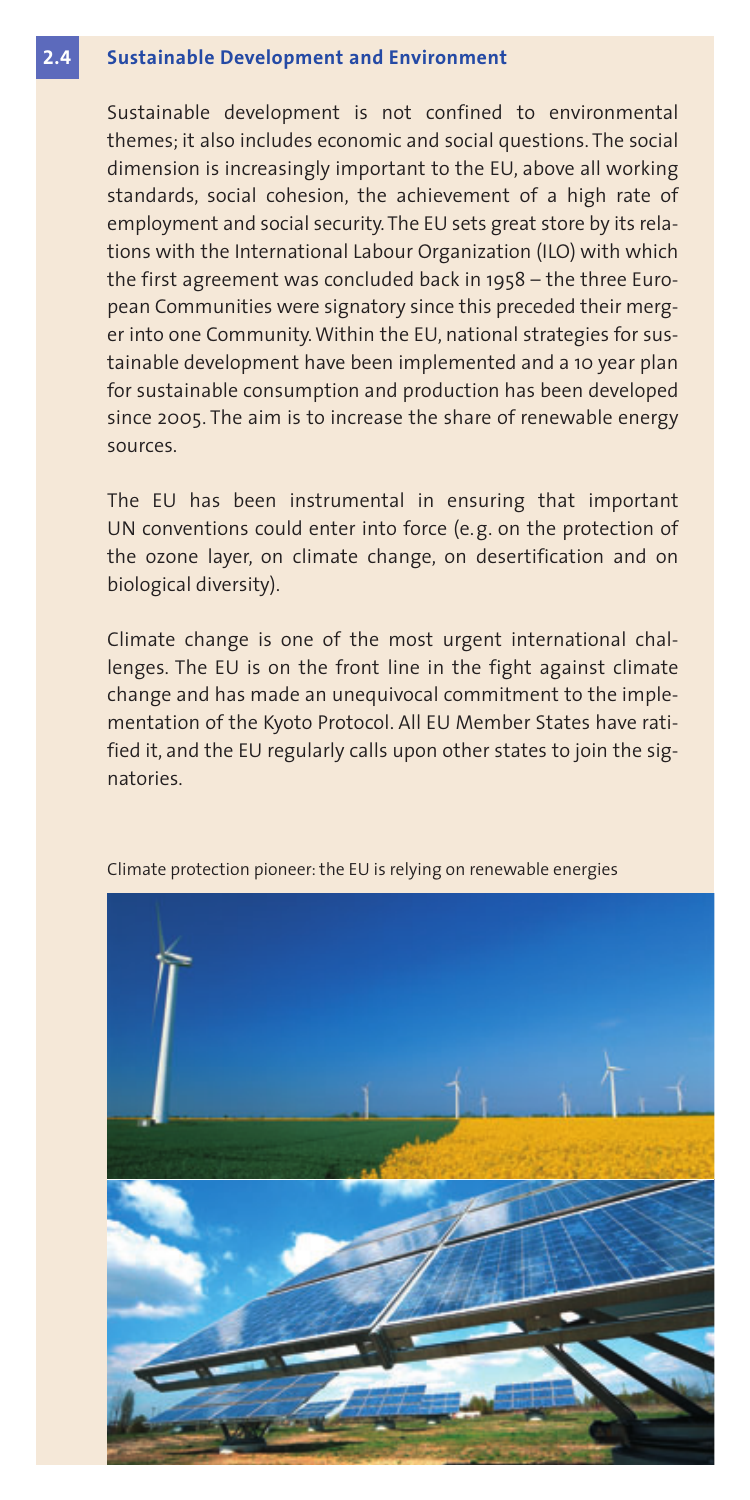## 2.4 Sustainable Development and Environment

Sustainable development is not confined to environmental themes; it also includes economic and social questions. The social dimension is increasingly important to the EU, above all working standards, social cohesion, the achievement of a high rate of employment and social security. The EU sets great store by its relations with the International Labour Organization (ILO) with which the first agreement was concluded back in 1958 – the three European Communities were signatory since this preceded their merger into one Community. Within the EU, national strategies for sustainable development have been implemented and a 10 year plan for sustainable consumption and production has been developed since 2005. The aim is to increase the share of renewable energy sources.

The EU has been instrumental in ensuring that important UN conventions could enter into force (e.g. on the protection of the ozone layer, on climate change, on desertification and on biological diversity).

Climate change is one of the most urgent international challenges. The EU is on the front line in the fight against climate change and has made an unequivocal commitment to the implementation of the Kyoto Protocol. All EU Member States have ratified it, and the EU regularly calls upon other states to join the signatories.

Climate protection pioneer: the EU is relying on renewable energies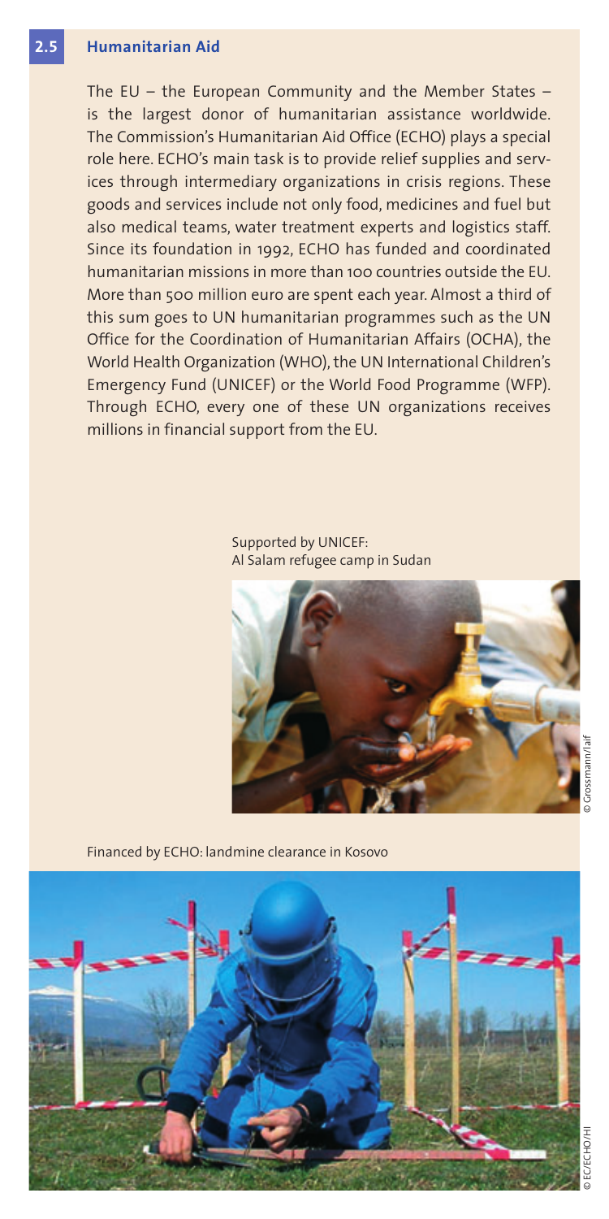## 2.5 Humanitarian Aid

The EU – the European Community and the Member States – is the largest donor of humanitarian assistance worldwide. The Commission's Humanitarian Aid Office (ECHO) plays a special role here. ECHO's main task is to provide relief supplies and services through intermediary organizations in crisis regions. These goods and services include not only food, medicines and fuel but also medical teams, water treatment experts and logistics staff. Since its foundation in 1992, ECHO has funded and coordinated humanitarian missions in more than 100 countries outside the EU. More than 500 million euro are spent each year. Almost a third of this sum goes to UN humanitarian programmes such as the UN Office for the Coordination of Humanitarian Affairs (OCHA), the World Health Organization (WHO), the UN International Children's Emergency Fund (UNICEF) or the World Food Programme (WFP). Through ECHO, every one of these UN organizations receives millions in financial support from the EU.

Supported by UNICEF:
Al Salam refugee camp in Sudan

© Grossmann/laif

Financed by ECHO: landmine clearance in Kosovo

© EC/ECHO/HI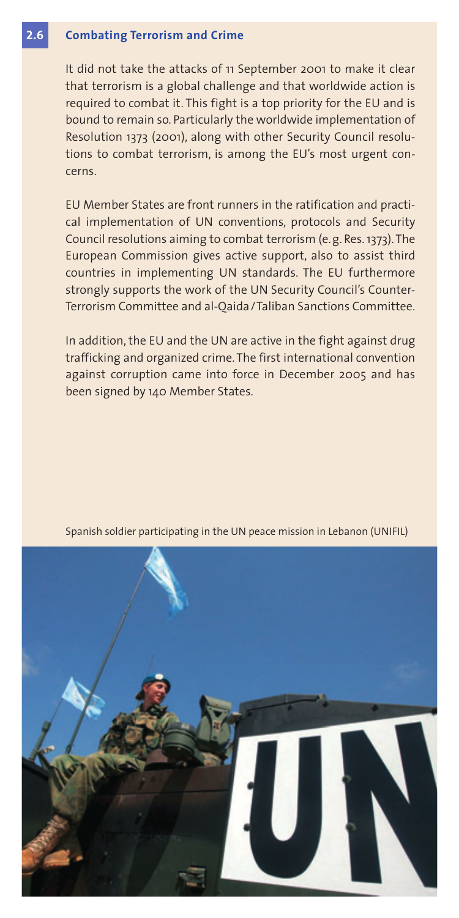## 2.6 Combating Terrorism and Crime

It did not take the attacks of 11 September 2001 to make it clear that terrorism is a global challenge and that worldwide action is required to combat it. This fight is a top priority for the EU and is bound to remain so. Particularly the worldwide implementation of Resolution 1373 (2001), along with other Security Council resolutions to combat terrorism, is among the EU's most urgent concerns.

EU Member States are front runners in the ratification and practical implementation of UN conventions, protocols and Security Council resolutions aiming to combat terrorism (e. g. Res. 1373). The European Commission gives active support, also to assist third countries in implementing UN standards. The EU furthermore strongly supports the work of the UN Security Council's Counter-Terrorism Committee and al-Qaida / Taliban Sanctions Committee.

In addition, the EU and the UN are active in the fight against drug trafficking and organized crime. The first international convention against corruption came into force in December 2005 and has been signed by 140 Member States.

Spanish soldier participating in the UN peace mission in Lebanon (UNIFIL)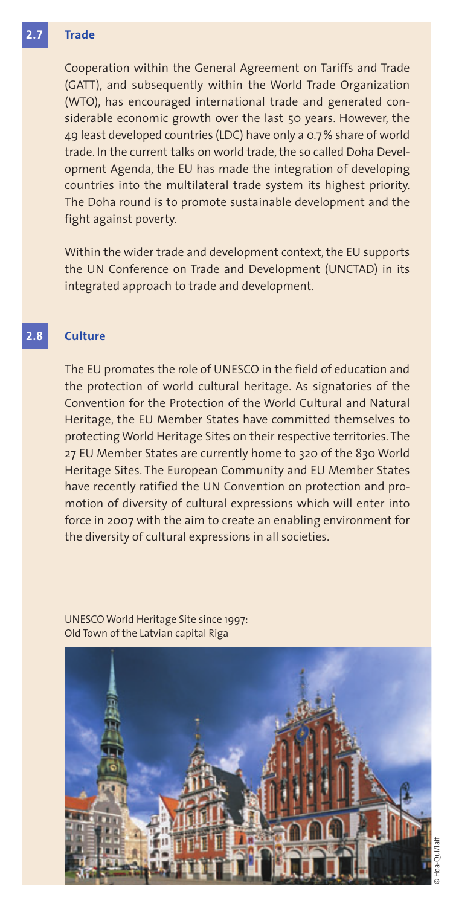## 2.7 Trade

Cooperation within the General Agreement on Tariffs and Trade (GATT), and subsequently within the World Trade Organization (WTO), has encouraged international trade and generated considerable economic growth over the last 50 years. However, the 49 least developed countries (LDC) have only a 0.7% share of world trade. In the current talks on world trade, the so called Doha Development Agenda, the EU has made the integration of developing countries into the multilateral trade system its highest priority. The Doha round is to promote sustainable development and the fight against poverty.

Within the wider trade and development context, the EU supports the UN Conference on Trade and Development (UNCTAD) in its integrated approach to trade and development.

## 2.8 Culture

The EU promotes the role of UNESCO in the field of education and the protection of world cultural heritage. As signatories of the Convention for the Protection of the World Cultural and Natural Heritage, the EU Member States have committed themselves to protecting World Heritage Sites on their respective territories. The 27 EU Member States are currently home to 320 of the 830 World Heritage Sites. The European Community and EU Member States have recently ratified the UN Convention on protection and promotion of diversity of cultural expressions which will enter into force in 2007 with the aim to create an enabling environment for the diversity of cultural expressions in all societies.

UNESCO World Heritage Site since 1997:
Old Town of the Latvian capital Riga

© Hoa-Qui/laif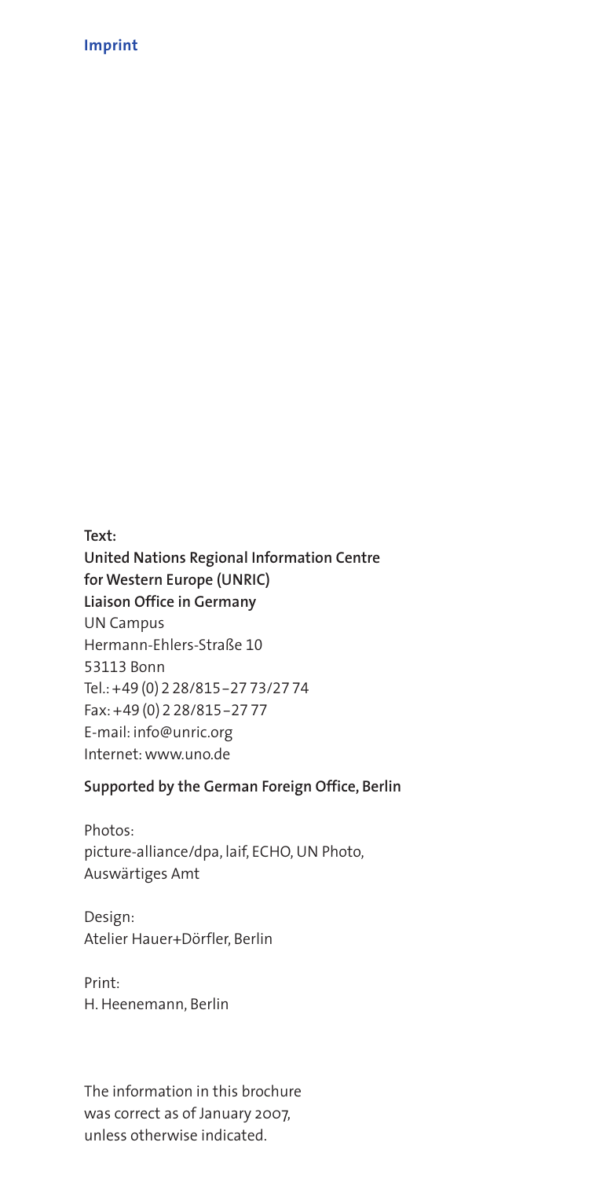## Imprint

**Text:**
**United Nations Regional Information Centre for Western Europe (UNRIC)**
**Liaison Office in Germany**
UN Campus
Hermann-Ehlers-Straße 10
53113 Bonn
Tel.: +49 (0) 2 28/815–27 73/27 74
Fax: +49 (0) 2 28/815–27 77
E-mail: info@unric.org
Internet: www.uno.de

**Supported by the German Foreign Office, Berlin**

Photos:
picture-alliance/dpa, laif, ECHO, UN Photo, Auswärtiges Amt

Design:
Atelier Hauer+Dörfler, Berlin

Print:
H. Heenemann, Berlin

The information in this brochure was correct as of January 2007, unless otherwise indicated.